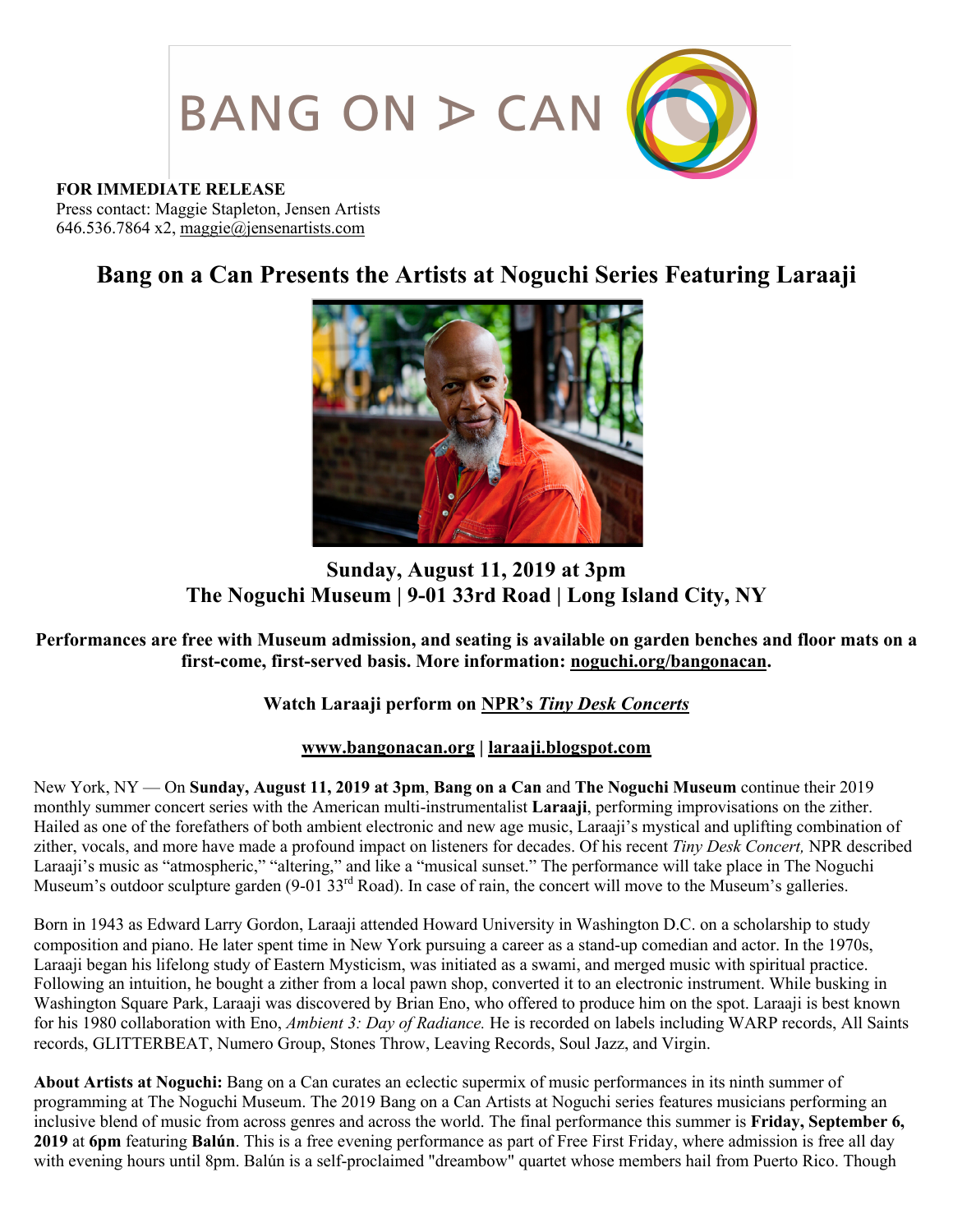BANG ON A CAN

**FOR IMMEDIATE RELEASE**
Press contact: Maggie Stapleton, Jensen Artists
646.536.7864 x2, maggie@jensenartists.com

# Bang on a Can Presents the Artists at Noguchi Series Featuring Laraaji

## Sunday, August 11, 2019 at 3pm
## The Noguchi Museum | 9-01 33rd Road | Long Island City, NY

**Performances are free with Museum admission, and seating is available on garden benches and floor mats on a first-come, first-served basis. More information: noguchi.org/bangonacan.**

**Watch Laraaji perform on NPR's *Tiny Desk Concerts***

**www.bangonacan.org | laraaji.blogspot.com**

New York, NY — On **Sunday, August 11, 2019 at 3pm**, **Bang on a Can** and **The Noguchi Museum** continue their 2019 monthly summer concert series with the American multi-instrumentalist **Laraaji**, performing improvisations on the zither. Hailed as one of the forefathers of both ambient electronic and new age music, Laraaji's mystical and uplifting combination of zither, vocals, and more have made a profound impact on listeners for decades. Of his recent *Tiny Desk Concert,* NPR described Laraaji's music as "atmospheric," "altering," and like a "musical sunset." The performance will take place in The Noguchi Museum's outdoor sculpture garden (9-01 33rd Road). In case of rain, the concert will move to the Museum's galleries.

Born in 1943 as Edward Larry Gordon, Laraaji attended Howard University in Washington D.C. on a scholarship to study composition and piano. He later spent time in New York pursuing a career as a stand-up comedian and actor. In the 1970s, Laraaji began his lifelong study of Eastern Mysticism, was initiated as a swami, and merged music with spiritual practice. Following an intuition, he bought a zither from a local pawn shop, converted it to an electronic instrument. While busking in Washington Square Park, Laraaji was discovered by Brian Eno, who offered to produce him on the spot. Laraaji is best known for his 1980 collaboration with Eno, *Ambient 3: Day of Radiance.* He is recorded on labels including WARP records, All Saints records, GLITTERBEAT, Numero Group, Stones Throw, Leaving Records, Soul Jazz, and Virgin.

**About Artists at Noguchi:** Bang on a Can curates an eclectic supermix of music performances in its ninth summer of programming at The Noguchi Museum. The 2019 Bang on a Can Artists at Noguchi series features musicians performing an inclusive blend of music from across genres and across the world. The final performance this summer is **Friday, September 6, 2019** at **6pm** featuring **Balún**. This is a free evening performance as part of Free First Friday, where admission is free all day with evening hours until 8pm. Balún is a self-proclaimed "dreambow" quartet whose members hail from Puerto Rico. Though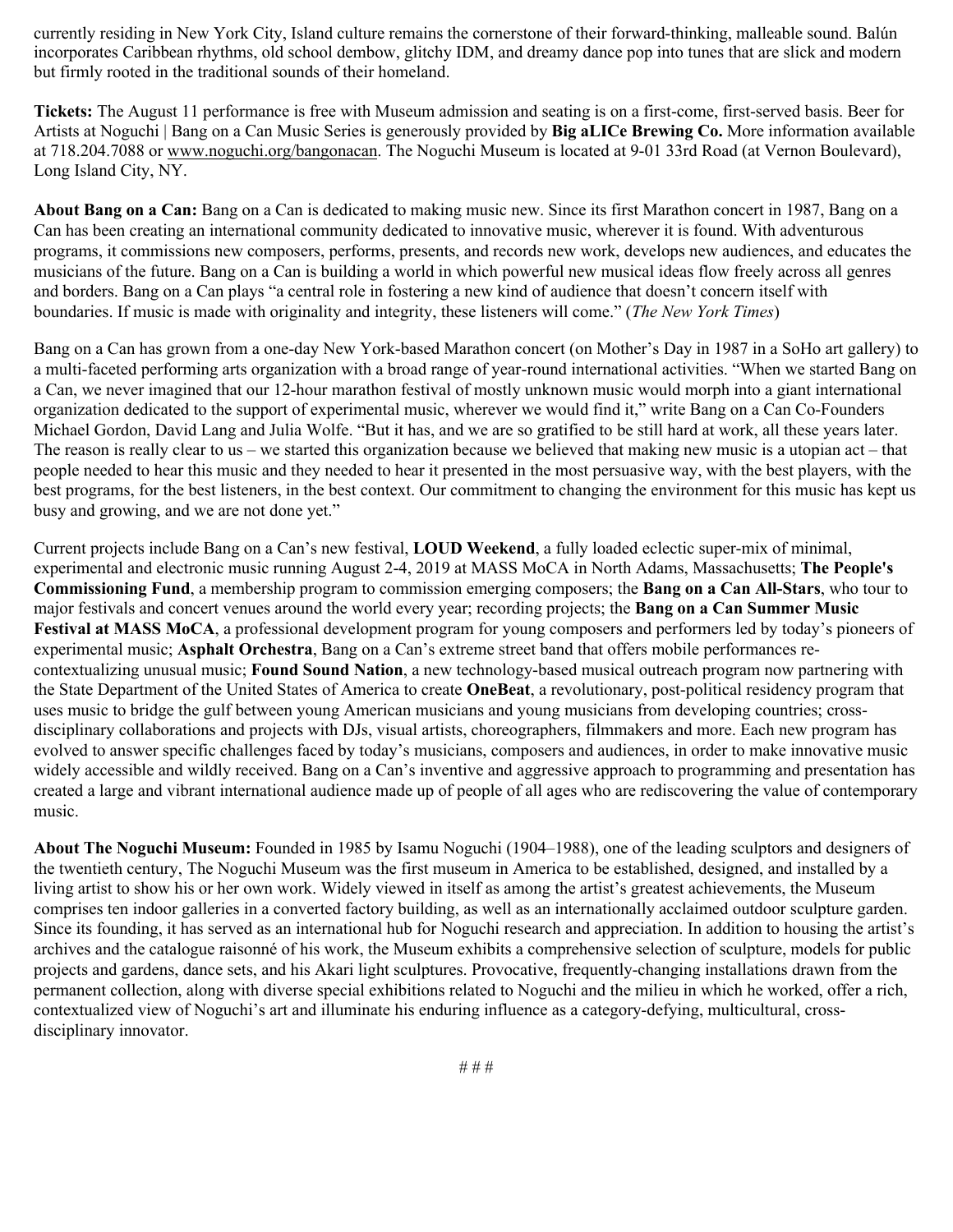currently residing in New York City, Island culture remains the cornerstone of their forward-thinking, malleable sound. Balún incorporates Caribbean rhythms, old school dembow, glitchy IDM, and dreamy dance pop into tunes that are slick and modern but firmly rooted in the traditional sounds of their homeland.

**Tickets:** The August 11 performance is free with Museum admission and seating is on a first-come, first-served basis. Beer for Artists at Noguchi | Bang on a Can Music Series is generously provided by **Big aLICe Brewing Co.** More information available at 718.204.7088 or www.noguchi.org/bangonacan. The Noguchi Museum is located at 9-01 33rd Road (at Vernon Boulevard), Long Island City, NY.

**About Bang on a Can:** Bang on a Can is dedicated to making music new. Since its first Marathon concert in 1987, Bang on a Can has been creating an international community dedicated to innovative music, wherever it is found. With adventurous programs, it commissions new composers, performs, presents, and records new work, develops new audiences, and educates the musicians of the future. Bang on a Can is building a world in which powerful new musical ideas flow freely across all genres and borders. Bang on a Can plays "a central role in fostering a new kind of audience that doesn't concern itself with boundaries. If music is made with originality and integrity, these listeners will come." (*The New York Times*)

Bang on a Can has grown from a one-day New York-based Marathon concert (on Mother's Day in 1987 in a SoHo art gallery) to a multi-faceted performing arts organization with a broad range of year-round international activities. "When we started Bang on a Can, we never imagined that our 12-hour marathon festival of mostly unknown music would morph into a giant international organization dedicated to the support of experimental music, wherever we would find it," write Bang on a Can Co-Founders Michael Gordon, David Lang and Julia Wolfe. "But it has, and we are so gratified to be still hard at work, all these years later. The reason is really clear to us – we started this organization because we believed that making new music is a utopian act – that people needed to hear this music and they needed to hear it presented in the most persuasive way, with the best players, with the best programs, for the best listeners, in the best context. Our commitment to changing the environment for this music has kept us busy and growing, and we are not done yet."

Current projects include Bang on a Can's new festival, **LOUD Weekend**, a fully loaded eclectic super-mix of minimal, experimental and electronic music running August 2-4, 2019 at MASS MoCA in North Adams, Massachusetts; **The People's Commissioning Fund**, a membership program to commission emerging composers; the **Bang on a Can All-Stars**, who tour to major festivals and concert venues around the world every year; recording projects; the **Bang on a Can Summer Music Festival at MASS MoCA**, a professional development program for young composers and performers led by today's pioneers of experimental music; **Asphalt Orchestra**, Bang on a Can's extreme street band that offers mobile performances re-contextualizing unusual music; **Found Sound Nation**, a new technology-based musical outreach program now partnering with the State Department of the United States of America to create **OneBeat**, a revolutionary, post-political residency program that uses music to bridge the gulf between young American musicians and young musicians from developing countries; cross-disciplinary collaborations and projects with DJs, visual artists, choreographers, filmmakers and more. Each new program has evolved to answer specific challenges faced by today's musicians, composers and audiences, in order to make innovative music widely accessible and wildly received. Bang on a Can's inventive and aggressive approach to programming and presentation has created a large and vibrant international audience made up of people of all ages who are rediscovering the value of contemporary music.

**About The Noguchi Museum:** Founded in 1985 by Isamu Noguchi (1904–1988), one of the leading sculptors and designers of the twentieth century, The Noguchi Museum was the first museum in America to be established, designed, and installed by a living artist to show his or her own work. Widely viewed in itself as among the artist's greatest achievements, the Museum comprises ten indoor galleries in a converted factory building, as well as an internationally acclaimed outdoor sculpture garden. Since its founding, it has served as an international hub for Noguchi research and appreciation. In addition to housing the artist's archives and the catalogue raisonné of his work, the Museum exhibits a comprehensive selection of sculpture, models for public projects and gardens, dance sets, and his Akari light sculptures. Provocative, frequently-changing installations drawn from the permanent collection, along with diverse special exhibitions related to Noguchi and the milieu in which he worked, offer a rich, contextualized view of Noguchi's art and illuminate his enduring influence as a category-defying, multicultural, cross-disciplinary innovator.

# # #